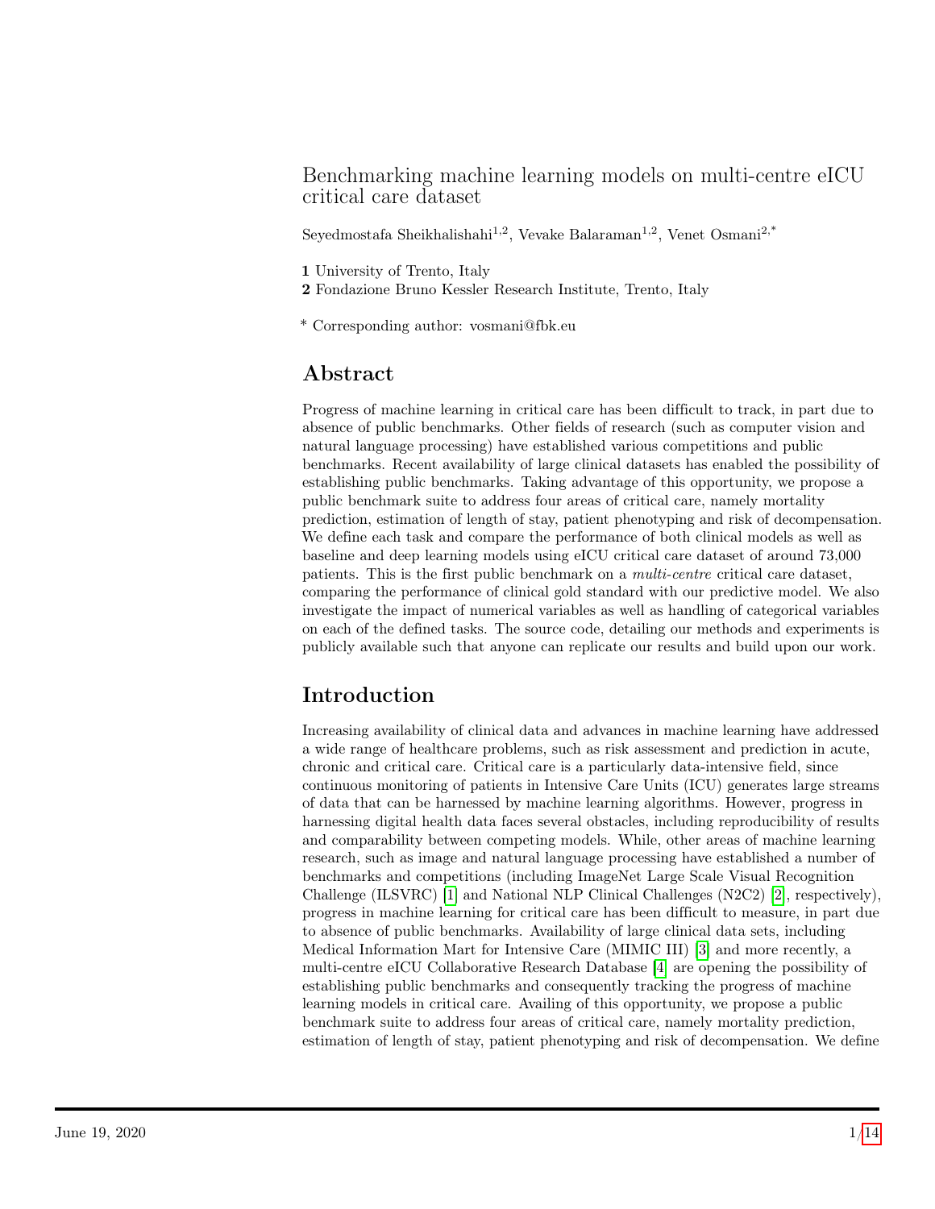# Benchmarking machine learning models on multi-centre eICU critical care dataset

Seyedmostafa Sheikhalishahi[1,2], Vevake Balaraman[1,2], Venet Osmani[2,*]

**1** University of Trento, Italy

**2** Fondazione Bruno Kessler Research Institute, Trento, Italy

* Corresponding author: vosmani@fbk.eu

## Abstract

Progress of machine learning in critical care has been difficult to track, in part due to absence of public benchmarks. Other fields of research (such as computer vision and natural language processing) have established various competitions and public benchmarks. Recent availability of large clinical datasets has enabled the possibility of establishing public benchmarks. Taking advantage of this opportunity, we propose a public benchmark suite to address four areas of critical care, namely mortality prediction, estimation of length of stay, patient phenotyping and risk of decompensation. We define each task and compare the performance of both clinical models as well as baseline and deep learning models using eICU critical care dataset of around 73,000 patients. This is the first public benchmark on a *multi-centre* critical care dataset, comparing the performance of clinical gold standard with our predictive model. We also investigate the impact of numerical variables as well as handling of categorical variables on each of the defined tasks. The source code, detailing our methods and experiments is publicly available such that anyone can replicate our results and build upon our work.

## Introduction

Increasing availability of clinical data and advances in machine learning have addressed a wide range of healthcare problems, such as risk assessment and prediction in acute, chronic and critical care. Critical care is a particularly data-intensive field, since continuous monitoring of patients in Intensive Care Units (ICU) generates large streams of data that can be harnessed by machine learning algorithms. However, progress in harnessing digital health data faces several obstacles, including reproducibility of results and comparability between competing models. While, other areas of machine learning research, such as image and natural language processing have established a number of benchmarks and competitions (including ImageNet Large Scale Visual Recognition Challenge (ILSVRC) [1] and National NLP Clinical Challenges (N2C2) [2], respectively), progress in machine learning for critical care has been difficult to measure, in part due to absence of public benchmarks. Availability of large clinical data sets, including Medical Information Mart for Intensive Care (MIMIC III) [3] and more recently, a multi-centre eICU Collaborative Research Database [4] are opening the possibility of establishing public benchmarks and consequently tracking the progress of machine learning models in critical care. Availing of this opportunity, we propose a public benchmark suite to address four areas of critical care, namely mortality prediction, estimation of length of stay, patient phenotyping and risk of decompensation. We define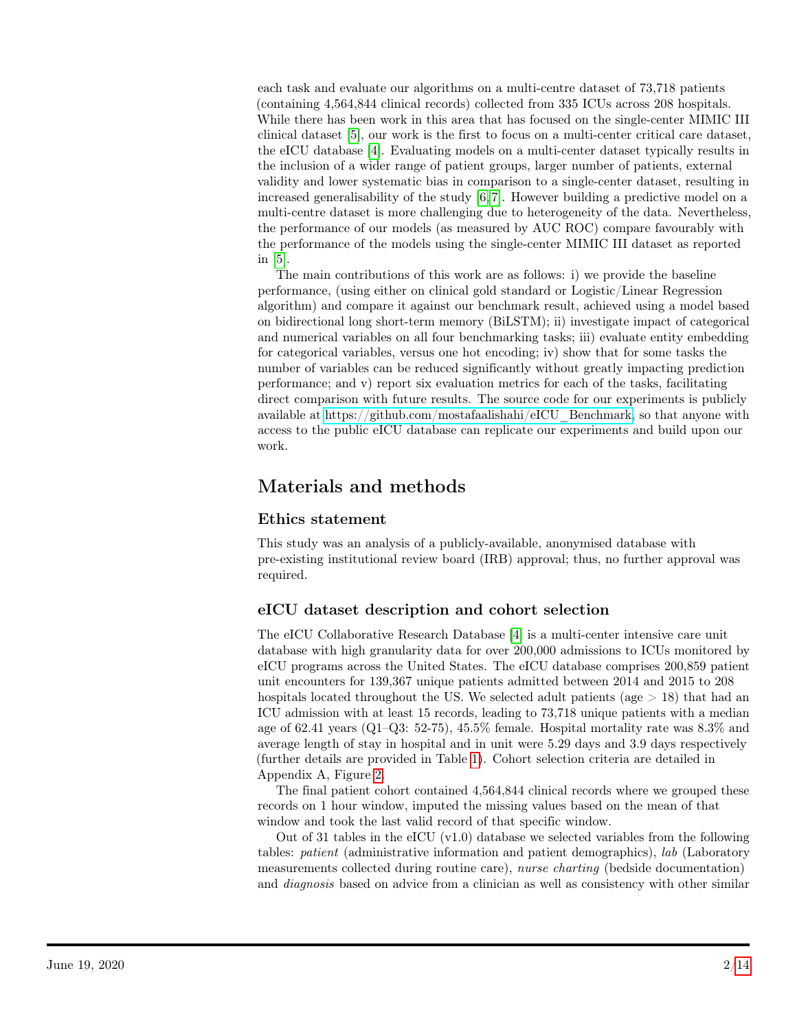each task and evaluate our algorithms on a multi-centre dataset of 73,718 patients (containing 4,564,844 clinical records) collected from 335 ICUs across 208 hospitals. While there has been work in this area that has focused on the single-center MIMIC III clinical dataset [5], our work is the first to focus on a multi-center critical care dataset, the eICU database [4]. Evaluating models on a multi-center dataset typically results in the inclusion of a wider range of patient groups, larger number of patients, external validity and lower systematic bias in comparison to a single-center dataset, resulting in increased generalisability of the study [6,7]. However building a predictive model on a multi-centre dataset is more challenging due to heterogeneity of the data. Nevertheless, the performance of our models (as measured by AUC ROC) compare favourably with the performance of the models using the single-center MIMIC III dataset as reported in [5].

The main contributions of this work are as follows: i) we provide the baseline performance, (using either on clinical gold standard or Logistic/Linear Regression algorithm) and compare it against our benchmark result, achieved using a model based on bidirectional long short-term memory (BiLSTM); ii) investigate impact of categorical and numerical variables on all four benchmarking tasks; iii) evaluate entity embedding for categorical variables, versus one hot encoding; iv) show that for some tasks the number of variables can be reduced significantly without greatly impacting prediction performance; and v) report six evaluation metrics for each of the tasks, facilitating direct comparison with future results. The source code for our experiments is publicly available at https://github.com/mostafaalishahi/eICU_Benchmark, so that anyone with access to the public eICU database can replicate our experiments and build upon our work.

## Materials and methods

### Ethics statement

This study was an analysis of a publicly-available, anonymised database with pre-existing institutional review board (IRB) approval; thus, no further approval was required.

### eICU dataset description and cohort selection

The eICU Collaborative Research Database [4] is a multi-center intensive care unit database with high granularity data for over 200,000 admissions to ICUs monitored by eICU programs across the United States. The eICU database comprises 200,859 patient unit encounters for 139,367 unique patients admitted between 2014 and 2015 to 208 hospitals located throughout the US. We selected adult patients (age $> 18$) that had an ICU admission with at least 15 records, leading to 73,718 unique patients with a median age of 62.41 years (Q1–Q3: 52-75), 45.5% female. Hospital mortality rate was 8.3% and average length of stay in hospital and in unit were 5.29 days and 3.9 days respectively (further details are provided in Table 1). Cohort selection criteria are detailed in Appendix A, Figure 2.

The final patient cohort contained 4,564,844 clinical records where we grouped these records on 1 hour window, imputed the missing values based on the mean of that window and took the last valid record of that specific window.

Out of 31 tables in the eICU (v1.0) database we selected variables from the following tables: *patient* (administrative information and patient demographics), *lab* (Laboratory measurements collected during routine care), *nurse charting* (bedside documentation) and *diagnosis* based on advice from a clinician as well as consistency with other similar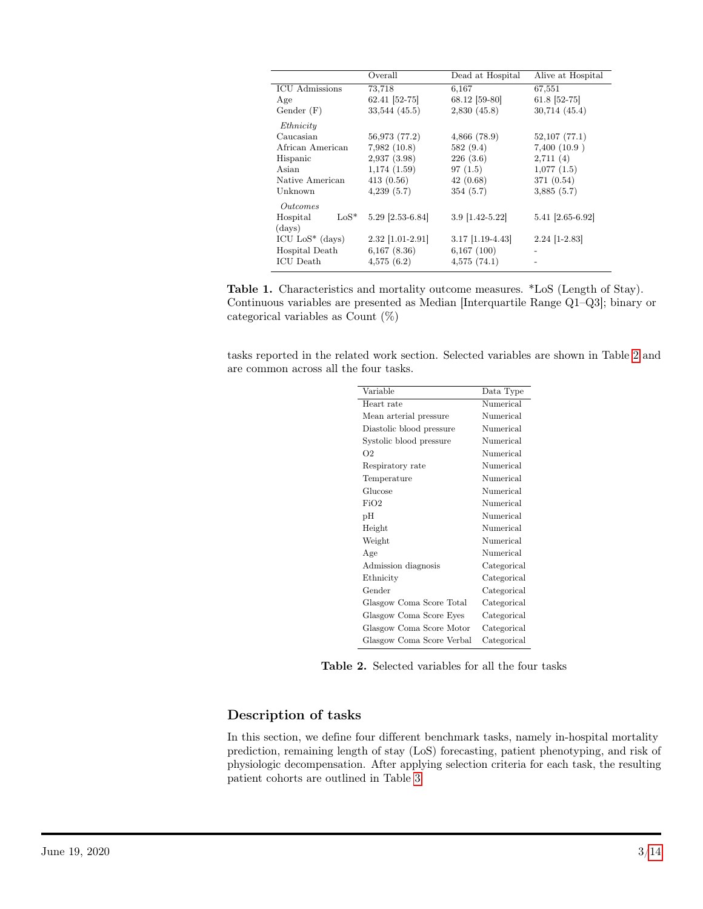| | Overall | Dead at Hospital | Alive at Hospital |
|---|---|---|---|
| ICU Admissions | 73,718 | 6,167 | 67,551 |
| Age | 62.41 [52-75] | 68.12 [59-80] | 61.8 [52-75] |
| Gender (F) | 33,544 (45.5) | 2,830 (45.8) | 30,714 (45.4) |
| *Ethnicity* | | | |
| Caucasian | 56,973 (77.2) | 4,866 (78.9) | 52,107 (77.1) |
| African American | 7,982 (10.8) | 582 (9.4) | 7,400 (10.9 ) |
| Hispanic | 2,937 (3.98) | 226 (3.6) | 2,711 (4) |
| Asian | 1,174 (1.59) | 97 (1.5) | 1,077 (1.5) |
| Native American | 413 (0.56) | 42 (0.68) | 371 (0.54) |
| Unknown | 4,239 (5.7) | 354 (5.7) | 3,885 (5.7) |
| *Outcomes* | | | |
| Hospital LoS* (days) | 5.29 [2.53-6.84] | 3.9 [1.42-5.22] | 5.41 [2.65-6.92] |
| ICU LoS* (days) | 2.32 [1.01-2.91] | 3.17 [1.19-4.43] | 2.24 [1-2.83] |
| Hospital Death | 6,167 (8.36) | 6,167 (100) | - |
| ICU Death | 4,575 (6.2) | 4,575 (74.1) | - |

**Table 1.** Characteristics and mortality outcome measures. *LoS (Length of Stay). Continuous variables are presented as Median [Interquartile Range Q1–Q3]; binary or categorical variables as Count (%)

tasks reported in the related work section. Selected variables are shown in Table 2 and are common across all the four tasks.

| Variable | Data Type |
|---|---|
| Heart rate | Numerical |
| Mean arterial pressure | Numerical |
| Diastolic blood pressure | Numerical |
| Systolic blood pressure | Numerical |
| O2 | Numerical |
| Respiratory rate | Numerical |
| Temperature | Numerical |
| Glucose | Numerical |
| FiO2 | Numerical |
| pH | Numerical |
| Height | Numerical |
| Weight | Numerical |
| Age | Numerical |
| Admission diagnosis | Categorical |
| Ethnicity | Categorical |
| Gender | Categorical |
| Glasgow Coma Score Total | Categorical |
| Glasgow Coma Score Eyes | Categorical |
| Glasgow Coma Score Motor | Categorical |
| Glasgow Coma Score Verbal | Categorical |

**Table 2.** Selected variables for all the four tasks

## Description of tasks

In this section, we define four different benchmark tasks, namely in-hospital mortality prediction, remaining length of stay (LoS) forecasting, patient phenotyping, and risk of physiologic decompensation. After applying selection criteria for each task, the resulting patient cohorts are outlined in Table 3.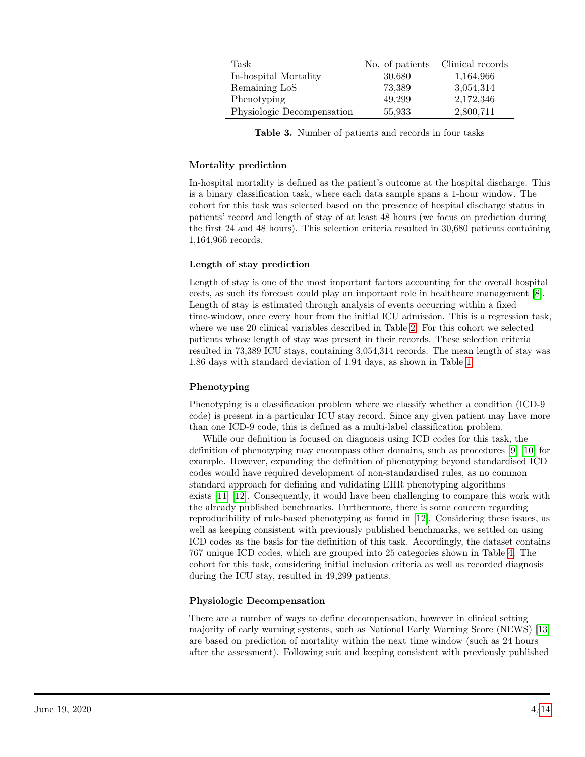| Task | No. of patients | Clinical records |
|---|---|---|
| In-hospital Mortality | 30,680 | 1,164,966 |
| Remaining LoS | 73,389 | 3,054,314 |
| Phenotyping | 49,299 | 2,172,346 |
| Physiologic Decompensation | 55,933 | 2,800,711 |

**Table 3.** Number of patients and records in four tasks

### Mortality prediction

In-hospital mortality is defined as the patient's outcome at the hospital discharge. This is a binary classification task, where each data sample spans a 1-hour window. The cohort for this task was selected based on the presence of hospital discharge status in patients' record and length of stay of at least 48 hours (we focus on prediction during the first 24 and 48 hours). This selection criteria resulted in 30,680 patients containing 1,164,966 records.

### Length of stay prediction

Length of stay is one of the most important factors accounting for the overall hospital costs, as such its forecast could play an important role in healthcare management [8]. Length of stay is estimated through analysis of events occurring within a fixed time-window, once every hour from the initial ICU admission. This is a regression task, where we use 20 clinical variables described in Table 2. For this cohort we selected patients whose length of stay was present in their records. These selection criteria resulted in 73,389 ICU stays, containing 3,054,314 records. The mean length of stay was 1.86 days with standard deviation of 1.94 days, as shown in Table 1.

### Phenotyping

Phenotyping is a classification problem where we classify whether a condition (ICD-9 code) is present in a particular ICU stay record. Since any given patient may have more than one ICD-9 code, this is defined as a multi-label classification problem.

While our definition is focused on diagnosis using ICD codes for this task, the definition of phenotyping may encompass other domains, such as procedures [9] [10] for example. However, expanding the definition of phenotyping beyond standardised ICD codes would have required development of non-standardised rules, as no common standard approach for defining and validating EHR phenotyping algorithms exists [11] [12]. Consequently, it would have been challenging to compare this work with the already published benchmarks. Furthermore, there is some concern regarding reproducibility of rule-based phenotyping as found in [12]. Considering these issues, as well as keeping consistent with previously published benchmarks, we settled on using ICD codes as the basis for the definition of this task. Accordingly, the dataset contains 767 unique ICD codes, which are grouped into 25 categories shown in Table 4. The cohort for this task, considering initial inclusion criteria as well as recorded diagnosis during the ICU stay, resulted in 49,299 patients.

### Physiologic Decompensation

There are a number of ways to define decompensation, however in clinical setting majority of early warning systems, such as National Early Warning Score (NEWS) [13] are based on prediction of mortality within the next time window (such as 24 hours after the assessment). Following suit and keeping consistent with previously published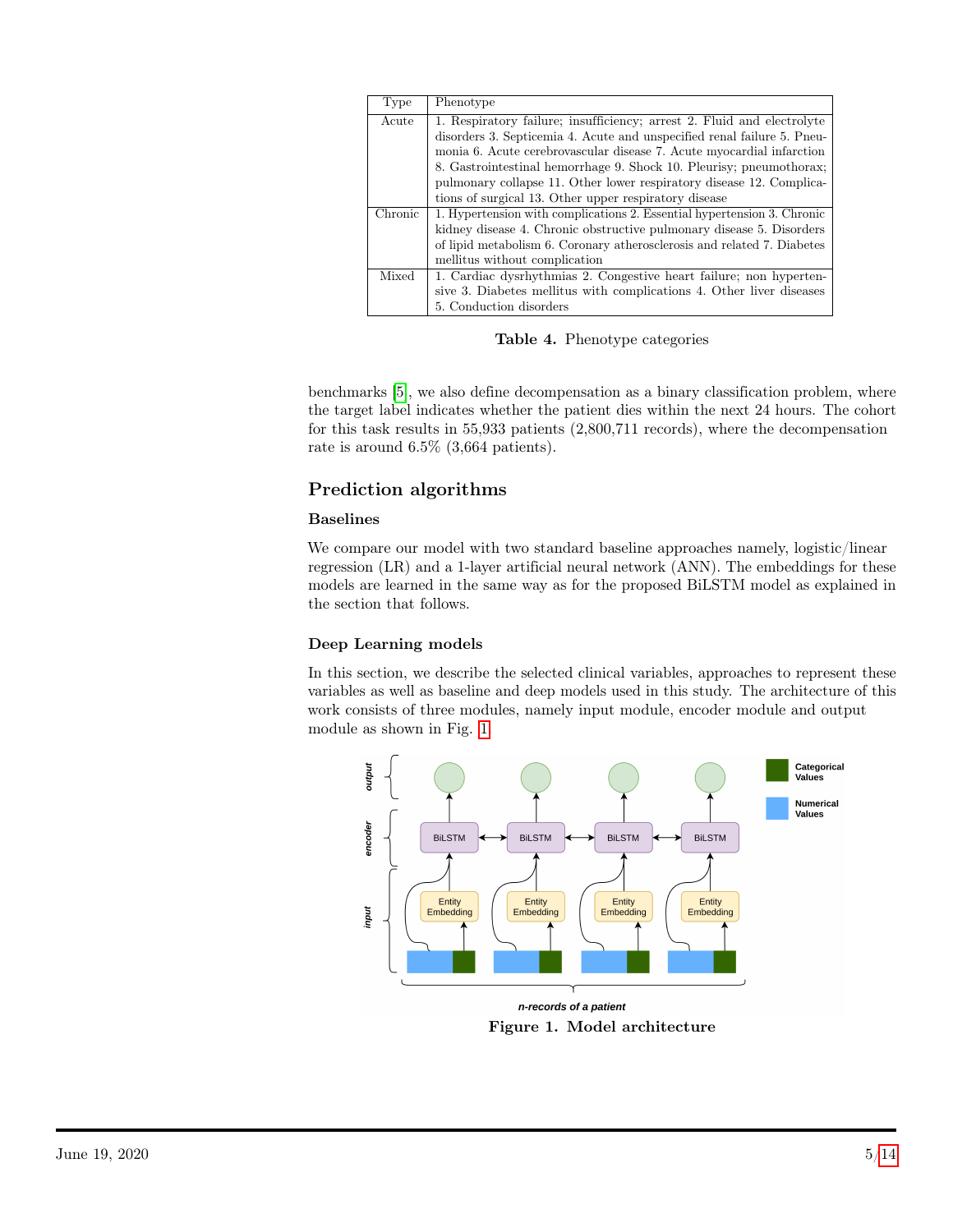| Type | Phenotype |
|---|---|
| Acute | 1. Respiratory failure; insufficiency; arrest 2. Fluid and electrolyte disorders 3. Septicemia 4. Acute and unspecified renal failure 5. Pneumonia 6. Acute cerebrovascular disease 7. Acute myocardial infarction 8. Gastrointestinal hemorrhage 9. Shock 10. Pleurisy; pneumothorax; pulmonary collapse 11. Other lower respiratory disease 12. Complications of surgical 13. Other upper respiratory disease |
| Chronic | 1. Hypertension with complications 2. Essential hypertension 3. Chronic kidney disease 4. Chronic obstructive pulmonary disease 5. Disorders of lipid metabolism 6. Coronary atherosclerosis and related 7. Diabetes mellitus without complication |
| Mixed | 1. Cardiac dysrhythmias 2. Congestive heart failure; non hypertensive 3. Diabetes mellitus with complications 4. Other liver diseases 5. Conduction disorders |

**Table 4.** Phenotype categories

benchmarks [5], we also define decompensation as a binary classification problem, where the target label indicates whether the patient dies within the next 24 hours. The cohort for this task results in 55,933 patients (2,800,711 records), where the decompensation rate is around 6.5% (3,664 patients).

## Prediction algorithms

### Baselines

We compare our model with two standard baseline approaches namely, logistic/linear regression (LR) and a 1-layer artificial neural network (ANN). The embeddings for these models are learned in the same way as for the proposed BiLSTM model as explained in the section that follows.

### Deep Learning models

In this section, we describe the selected clinical variables, approaches to represent these variables as well as baseline and deep models used in this study. The architecture of this work consists of three modules, namely input module, encoder module and output module as shown in Fig. 1

**Figure 1. Model architecture**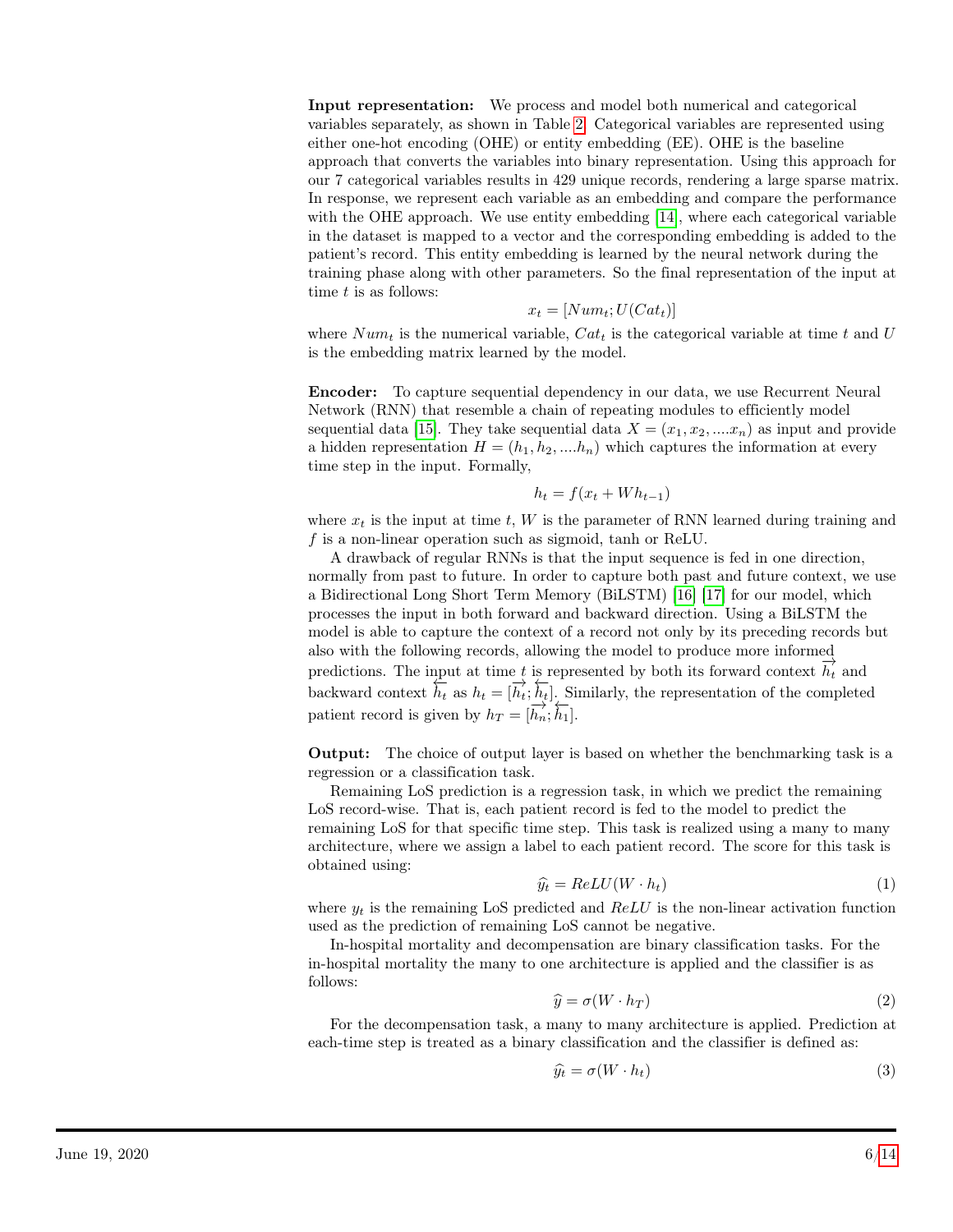**Input representation:** We process and model both numerical and categorical variables separately, as shown in Table 2. Categorical variables are represented using either one-hot encoding (OHE) or entity embedding (EE). OHE is the baseline approach that converts the variables into binary representation. Using this approach for our 7 categorical variables results in 429 unique records, rendering a large sparse matrix. In response, we represent each variable as an embedding and compare the performance with the OHE approach. We use entity embedding [14], where each categorical variable in the dataset is mapped to a vector and the corresponding embedding is added to the patient's record. This entity embedding is learned by the neural network during the training phase along with other parameters. So the final representation of the input at time $t$ is as follows:

$$x_t = [Num_t; U(Cat_t)]$$

where $Num_t$ is the numerical variable, $Cat_t$ is the categorical variable at time $t$ and $U$ is the embedding matrix learned by the model.

**Encoder:** To capture sequential dependency in our data, we use Recurrent Neural Network (RNN) that resemble a chain of repeating modules to efficiently model sequential data [15]. They take sequential data $X = (x_1, x_2, ....x_n)$ as input and provide a hidden representation $H = (h_1, h_2, ....h_n)$ which captures the information at every time step in the input. Formally,

$$h_t = f(x_t + Wh_{t-1})$$

where $x_t$ is the input at time $t$, $W$ is the parameter of RNN learned during training and $f$ is a non-linear operation such as sigmoid, tanh or ReLU.

A drawback of regular RNNs is that the input sequence is fed in one direction, normally from past to future. In order to capture both past and future context, we use a Bidirectional Long Short Term Memory (BiLSTM) [16] [17] for our model, which processes the input in both forward and backward direction. Using a BiLSTM the model is able to capture the context of a record not only by its preceding records but also with the following records, allowing the model to produce more informed predictions. The input at time $t$ is represented by both its forward context $\overrightarrow{h_t}$ and backward context $\overleftarrow{h_t}$ as $h_t = [\overrightarrow{h_t}; \overleftarrow{h_t}]$. Similarly, the representation of the completed patient record is given by $h_T = [\overrightarrow{h_n}; \overleftarrow{h_1}]$.

**Output:** The choice of output layer is based on whether the benchmarking task is a regression or a classification task.

Remaining LoS prediction is a regression task, in which we predict the remaining LoS record-wise. That is, each patient record is fed to the model to predict the remaining LoS for that specific time step. This task is realized using a many to many architecture, where we assign a label to each patient record. The score for this task is obtained using:

$$\widehat{y_t} = ReLU(W \cdot h_t) \tag{1}$$

where $y_t$ is the remaining LoS predicted and $ReLU$ is the non-linear activation function used as the prediction of remaining LoS cannot be negative.

In-hospital mortality and decompensation are binary classification tasks. For the in-hospital mortality the many to one architecture is applied and the classifier is as follows:

$$\widehat{y} = \sigma(W \cdot h_T) \tag{2}$$

For the decompensation task, a many to many architecture is applied. Prediction at each-time step is treated as a binary classification and the classifier is defined as:

$$\widehat{y_t} = \sigma(W \cdot h_t) \tag{3}$$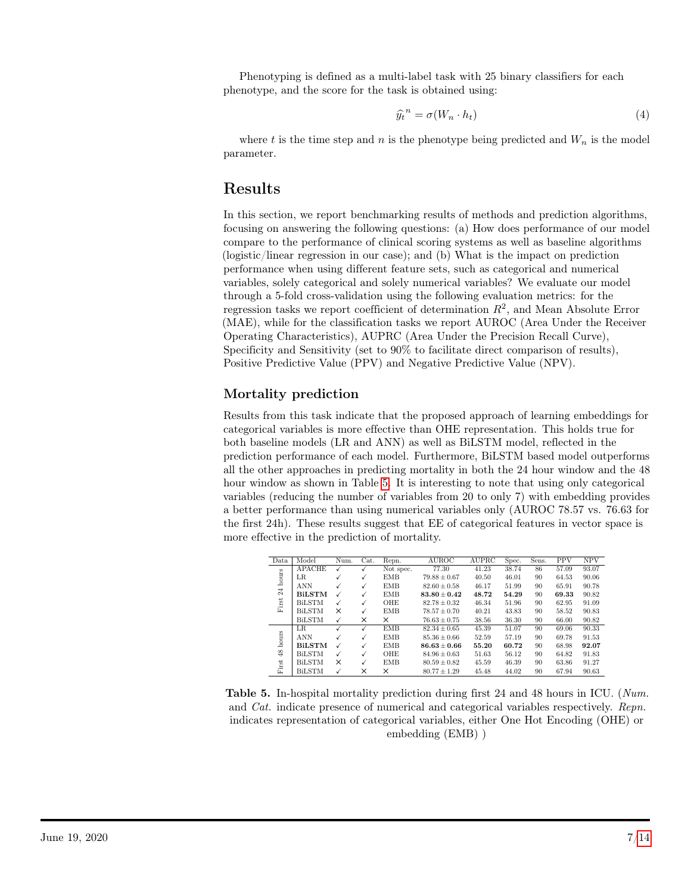Phenotyping is defined as a multi-label task with 25 binary classifiers for each phenotype, and the score for the task is obtained using:

$$\hat{y_t}^n = \sigma(W_n \cdot h_t) \tag{4}$$

where $t$ is the time step and $n$ is the phenotype being predicted and $W_n$ is the model parameter.

# Results

In this section, we report benchmarking results of methods and prediction algorithms, focusing on answering the following questions: (a) How does performance of our model compare to the performance of clinical scoring systems as well as baseline algorithms (logistic/linear regression in our case); and (b) What is the impact on prediction performance when using different feature sets, such as categorical and numerical variables, solely categorical and solely numerical variables? We evaluate our model through a 5-fold cross-validation using the following evaluation metrics: for the regression tasks we report coefficient of determination $R^2$, and Mean Absolute Error (MAE), while for the classification tasks we report AUROC (Area Under the Receiver Operating Characteristics), AUPRC (Area Under the Precision Recall Curve), Specificity and Sensitivity (set to 90% to facilitate direct comparison of results), Positive Predictive Value (PPV) and Negative Predictive Value (NPV).

## Mortality prediction

Results from this task indicate that the proposed approach of learning embeddings for categorical variables is more effective than OHE representation. This holds true for both baseline models (LR and ANN) as well as BiLSTM model, reflected in the prediction performance of each model. Furthermore, BiLSTM based model outperforms all the other approaches in predicting mortality in both the 24 hour window and the 48 hour window as shown in Table 5. It is interesting to note that using only categorical variables (reducing the number of variables from 20 to only 7) with embedding provides a better performance than using numerical variables only (AUROC 78.57 vs. 76.63 for the first 24h). These results suggest that EE of categorical features in vector space is more effective in the prediction of mortality.

| Data | Model | Num. | Cat. | Repn. | AUROC | AUPRC | Spec. | Sens. | PPV | NPV |
|---|---|---|---|---|---|---|---|---|---|---|
| First 24 hours | APACHE | ✓ | ✓ | Not spec. | 77.30 | 41.23 | 38.74 | 86 | 57.09 | 93.07 |
| | LR | ✓ | ✓ | EMB | $79.88 \pm 0.67$ | 40.50 | 46.01 | 90 | 64.53 | 90.06 |
| | ANN | ✓ | ✓ | EMB | $82.60 \pm 0.58$ | 46.17 | 51.99 | 90 | 65.91 | 90.78 |
| | **BiLSTM** | ✓ | ✓ | EMB | $\mathbf{83.80 \pm 0.42}$ | **48.72** | **54.29** | 90 | **69.33** | 90.82 |
| | BiLSTM | ✓ | ✓ | OHE | $82.78 \pm 0.32$ | 46.34 | 51.96 | 90 | 62.95 | 91.09 |
| | BiLSTM | × | ✓ | EMB | $78.57 \pm 0.70$ | 40.21 | 43.83 | 90 | 58.52 | 90.83 |
| | BiLSTM | ✓ | × | × | $76.63 \pm 0.75$ | 38.56 | 36.30 | 90 | 66.00 | 90.82 |
| First 48 hours | LR | ✓ | ✓ | EMB | $82.34 \pm 0.65$ | 45.39 | 51.07 | 90 | 69.06 | 90.33 |
| | ANN | ✓ | ✓ | EMB | $85.36 \pm 0.66$ | 52.59 | 57.19 | 90 | 69.78 | 91.53 |
| | **BiLSTM** | ✓ | ✓ | EMB | $\mathbf{86.63 \pm 0.66}$ | **55.20** | **60.72** | 90 | 68.98 | **92.07** |
| | BiLSTM | ✓ | ✓ | OHE | $84.96 \pm 0.63$ | 51.63 | 56.12 | 90 | 64.82 | 91.83 |
| | BiLSTM | × | ✓ | EMB | $80.59 \pm 0.82$ | 45.59 | 46.39 | 90 | 63.86 | 91.27 |
| | BiLSTM | ✓ | × | × | $80.77 \pm 1.29$ | 45.48 | 44.02 | 90 | 67.94 | 90.63 |

**Table 5.** In-hospital mortality prediction during first 24 and 48 hours in ICU. (*Num.* and *Cat.* indicate presence of numerical and categorical variables respectively. *Repn.* indicates representation of categorical variables, either One Hot Encoding (OHE) or embedding (EMB) )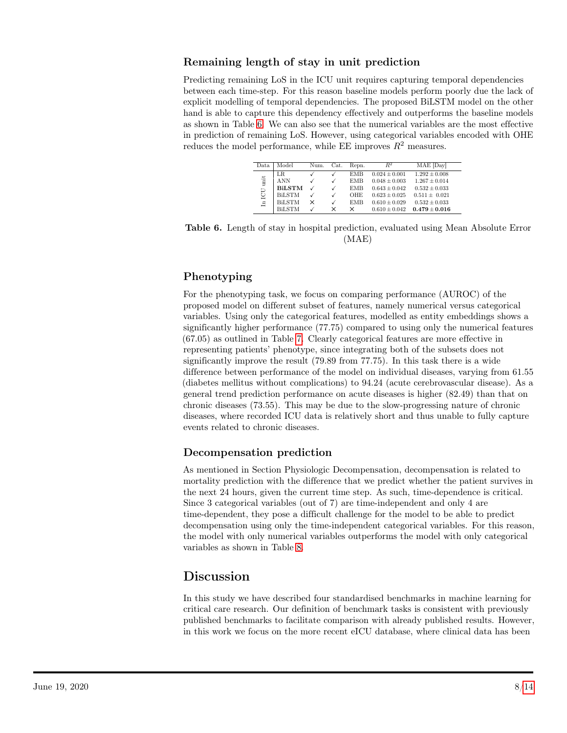### Remaining length of stay in unit prediction

Predicting remaining LoS in the ICU unit requires capturing temporal dependencies between each time-step. For this reason baseline models perform poorly due the lack of explicit modelling of temporal dependencies. The proposed BiLSTM model on the other hand is able to capture this dependency effectively and outperforms the baseline models as shown in Table 6. We can also see that the numerical variables are the most effective in prediction of remaining LoS. However, using categorical variables encoded with OHE reduces the model performance, while EE improves $R^2$ measures.

| Data | Model | Num. | Cat. | Repn. | $R^2$ | MAE [Day] |
|---|---|---|---|---|---|---|
| In ICU unit | LR | ✓ | ✓ | EMB | $0.024 \pm 0.001$ | $1.292 \pm 0.008$ |
| | ANN | ✓ | ✓ | EMB | $0.048 \pm 0.003$ | $1.267 \pm 0.014$ |
| | **BiLSTM** | ✓ | ✓ | EMB | $0.643 \pm 0.042$ | $0.532 \pm 0.033$ |
| | BiLSTM | ✓ | ✓ | OHE | $0.623 \pm 0.025$ | $0.511 \pm 0.021$ |
| | BiLSTM | × | ✓ | EMB | $0.610 \pm 0.029$ | $0.532 \pm 0.033$ |
| | BiLSTM | ✓ | × | × | $0.610 \pm 0.042$ | $\mathbf{0.479 \pm 0.016}$ |

**Table 6.** Length of stay in hospital prediction, evaluated using Mean Absolute Error (MAE)

### Phenotyping

For the phenotyping task, we focus on comparing performance (AUROC) of the proposed model on different subset of features, namely numerical versus categorical variables. Using only the categorical features, modelled as entity embeddings shows a significantly higher performance (77.75) compared to using only the numerical features (67.05) as outlined in Table 7. Clearly categorical features are more effective in representing patients' phenotype, since integrating both of the subsets does not significantly improve the result (79.89 from 77.75). In this task there is a wide difference between performance of the model on individual diseases, varying from 61.55 (diabetes mellitus without complications) to 94.24 (acute cerebrovascular disease). As a general trend prediction performance on acute diseases is higher (82.49) than that on chronic diseases (73.55). This may be due to the slow-progressing nature of chronic diseases, where recorded ICU data is relatively short and thus unable to fully capture events related to chronic diseases.

### Decompensation prediction

As mentioned in Section Physiologic Decompensation, decompensation is related to mortality prediction with the difference that we predict whether the patient survives in the next 24 hours, given the current time step. As such, time-dependence is critical. Since 3 categorical variables (out of 7) are time-independent and only 4 are time-dependent, they pose a difficult challenge for the model to be able to predict decompensation using only the time-independent categorical variables. For this reason, the model with only numerical variables outperforms the model with only categorical variables as shown in Table 8.

## Discussion

In this study we have described four standardised benchmarks in machine learning for critical care research. Our definition of benchmark tasks is consistent with previously published benchmarks to facilitate comparison with already published results. However, in this work we focus on the more recent eICU database, where clinical data has been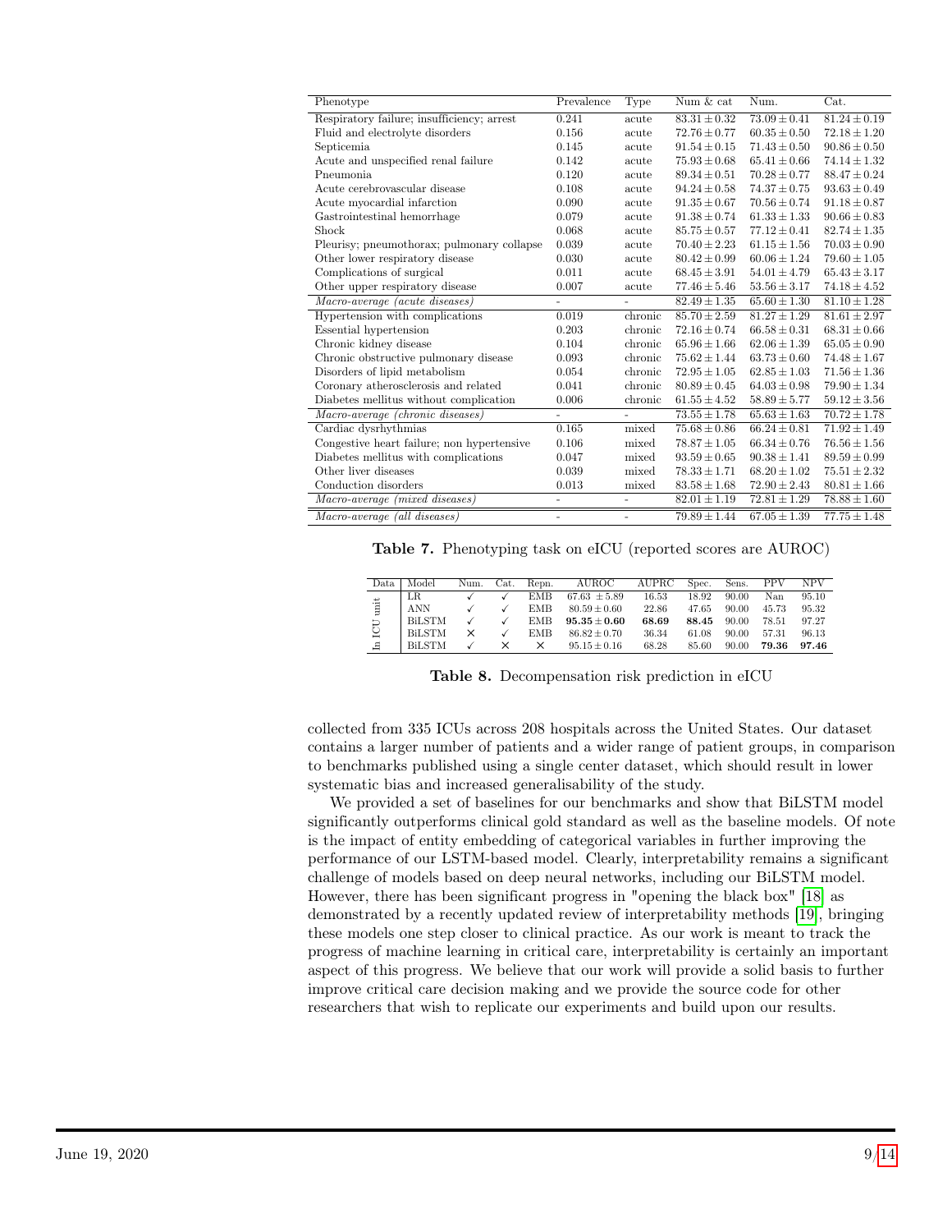| Phenotype | Prevalence | Type | Num & cat | Num. | Cat. |
|---|---|---|---|---|---|
| Respiratory failure; insufficiency; arrest | 0.241 | acute | $83.31 \pm 0.32$ | $73.09 \pm 0.41$ | $81.24 \pm 0.19$ |
| Fluid and electrolyte disorders | 0.156 | acute | $72.76 \pm 0.77$ | $60.35 \pm 0.50$ | $72.18 \pm 1.20$ |
| Septicemia | 0.145 | acute | $91.54 \pm 0.15$ | $71.43 \pm 0.50$ | $90.86 \pm 0.50$ |
| Acute and unspecified renal failure | 0.142 | acute | $75.93 \pm 0.68$ | $65.41 \pm 0.66$ | $74.14 \pm 1.32$ |
| Pneumonia | 0.120 | acute | $89.34 \pm 0.51$ | $70.28 \pm 0.77$ | $88.47 \pm 0.24$ |
| Acute cerebrovascular disease | 0.108 | acute | $94.24 \pm 0.58$ | $74.37 \pm 0.75$ | $93.63 \pm 0.49$ |
| Acute myocardial infarction | 0.090 | acute | $91.35 \pm 0.67$ | $70.56 \pm 0.74$ | $91.18 \pm 0.87$ |
| Gastrointestinal hemorrhage | 0.079 | acute | $91.38 \pm 0.74$ | $61.33 \pm 1.33$ | $90.66 \pm 0.83$ |
| Shock | 0.068 | acute | $85.75 \pm 0.57$ | $77.12 \pm 0.41$ | $82.74 \pm 1.35$ |
| Pleurisy; pneumothorax; pulmonary collapse | 0.039 | acute | $70.40 \pm 2.23$ | $61.15 \pm 1.56$ | $70.03 \pm 0.90$ |
| Other lower respiratory disease | 0.030 | acute | $80.42 \pm 0.99$ | $60.06 \pm 1.24$ | $79.60 \pm 1.05$ |
| Complications of surgical | 0.011 | acute | $68.45 \pm 3.91$ | $54.01 \pm 4.79$ | $65.43 \pm 3.17$ |
| Other upper respiratory disease | 0.007 | acute | $77.46 \pm 5.46$ | $53.56 \pm 3.17$ | $74.18 \pm 4.52$ |
| *Macro-average (acute diseases)* | - | - | $82.49 \pm 1.35$ | $65.60 \pm 1.30$ | $81.10 \pm 1.28$ |
| Hypertension with complications | 0.019 | chronic | $85.70 \pm 2.59$ | $81.27 \pm 1.29$ | $81.61 \pm 2.97$ |
| Essential hypertension | 0.203 | chronic | $72.16 \pm 0.74$ | $66.58 \pm 0.31$ | $68.31 \pm 0.66$ |
| Chronic kidney disease | 0.104 | chronic | $65.96 \pm 1.66$ | $62.06 \pm 1.39$ | $65.05 \pm 0.90$ |
| Chronic obstructive pulmonary disease | 0.093 | chronic | $75.62 \pm 1.44$ | $63.73 \pm 0.60$ | $74.48 \pm 1.67$ |
| Disorders of lipid metabolism | 0.054 | chronic | $72.95 \pm 1.05$ | $62.85 \pm 1.03$ | $71.56 \pm 1.36$ |
| Coronary atherosclerosis and related | 0.041 | chronic | $80.89 \pm 0.45$ | $64.03 \pm 0.98$ | $79.90 \pm 1.34$ |
| Diabetes mellitus without complication | 0.006 | chronic | $61.55 \pm 4.52$ | $58.89 \pm 5.77$ | $59.12 \pm 3.56$ |
| *Macro-average (chronic diseases)* | - | - | $73.55 \pm 1.78$ | $65.63 \pm 1.63$ | $70.72 \pm 1.78$ |
| Cardiac dysrhythmias | 0.165 | mixed | $75.68 \pm 0.86$ | $66.24 \pm 0.81$ | $71.92 \pm 1.49$ |
| Congestive heart failure; non hypertensive | 0.106 | mixed | $78.87 \pm 1.05$ | $66.34 \pm 0.76$ | $76.56 \pm 1.56$ |
| Diabetes mellitus with complications | 0.047 | mixed | $93.59 \pm 0.65$ | $90.38 \pm 1.41$ | $89.59 \pm 0.99$ |
| Other liver diseases | 0.039 | mixed | $78.33 \pm 1.71$ | $68.20 \pm 1.02$ | $75.51 \pm 2.32$ |
| Conduction disorders | 0.013 | mixed | $83.58 \pm 1.68$ | $72.90 \pm 2.43$ | $80.81 \pm 1.66$ |
| *Macro-average (mixed diseases)* | - | - | $82.01 \pm 1.19$ | $72.81 \pm 1.29$ | $78.88 \pm 1.60$ |
| *Macro-average (all diseases)* | - | - | $79.89 \pm 1.44$ | $67.05 \pm 1.39$ | $77.75 \pm 1.48$ |

**Table 7.** Phenotyping task on eICU (reported scores are AUROC)

| Data | Model | Num. | Cat. | Repn. | AUROC | AUPRC | Spec. | Sens. | PPV | NPV |
|---|---|---|---|---|---|---|---|---|---|---|
| In ICU unit | LR | ✓ | ✓ | EMB | $67.63 \pm 5.89$ | 16.53 | 18.92 | 90.00 | Nan | 95.10 |
| | ANN | ✓ | ✓ | EMB | $80.59 \pm 0.60$ | 22.86 | 47.65 | 90.00 | 45.73 | 95.32 |
| | BiLSTM | ✓ | ✓ | EMB | $\mathbf{95.35 \pm 0.60}$ | **68.69** | **88.45** | 90.00 | 78.51 | 97.27 |
| | BiLSTM | ✕ | ✓ | EMB | $86.82 \pm 0.70$ | 36.34 | 61.08 | 90.00 | 57.31 | 96.13 |
| | BiLSTM | ✓ | ✕ | ✕ | $95.15 \pm 0.16$ | 68.28 | 85.60 | 90.00 | **79.36** | **97.46** |

**Table 8.** Decompensation risk prediction in eICU

collected from 335 ICUs across 208 hospitals across the United States. Our dataset contains a larger number of patients and a wider range of patient groups, in comparison to benchmarks published using a single center dataset, which should result in lower systematic bias and increased generalisability of the study.

We provided a set of baselines for our benchmarks and show that BiLSTM model significantly outperforms clinical gold standard as well as the baseline models. Of note is the impact of entity embedding of categorical variables in further improving the performance of our LSTM-based model. Clearly, interpretability remains a significant challenge of models based on deep neural networks, including our BiLSTM model. However, there has been significant progress in "opening the black box" [18] as demonstrated by a recently updated review of interpretability methods [19], bringing these models one step closer to clinical practice. As our work is meant to track the progress of machine learning in critical care, interpretability is certainly an important aspect of this progress. We believe that our work will provide a solid basis to further improve critical care decision making and we provide the source code for other researchers that wish to replicate our experiments and build upon our results.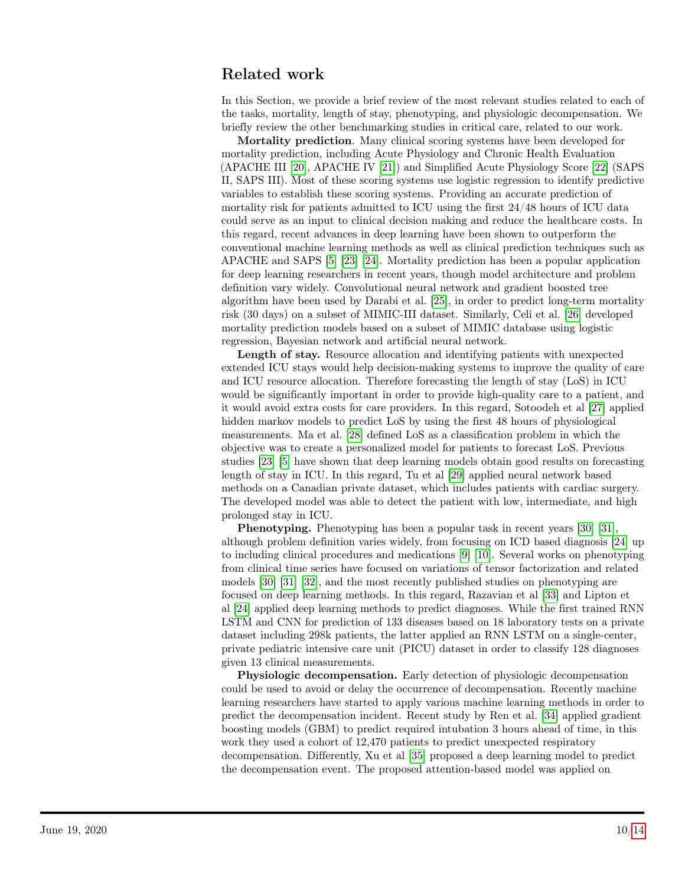## Related work

In this Section, we provide a brief review of the most relevant studies related to each of the tasks, mortality, length of stay, phenotyping, and physiologic decompensation. We briefly review the other benchmarking studies in critical care, related to our work.

**Mortality prediction**. Many clinical scoring systems have been developed for mortality prediction, including Acute Physiology and Chronic Health Evaluation (APACHE III [20], APACHE IV [21]) and Simplified Acute Physiology Score [22] (SAPS II, SAPS III). Most of these scoring systems use logistic regression to identify predictive variables to establish these scoring systems. Providing an accurate prediction of mortality risk for patients admitted to ICU using the first 24/48 hours of ICU data could serve as an input to clinical decision making and reduce the healthcare costs. In this regard, recent advances in deep learning have been shown to outperform the conventional machine learning methods as well as clinical prediction techniques such as APACHE and SAPS [5] [23] [24]. Mortality prediction has been a popular application for deep learning researchers in recent years, though model architecture and problem definition vary widely. Convolutional neural network and gradient boosted tree algorithm have been used by Darabi et al. [25], in order to predict long-term mortality risk (30 days) on a subset of MIMIC-III dataset. Similarly, Celi et al. [26] developed mortality prediction models based on a subset of MIMIC database using logistic regression, Bayesian network and artificial neural network.

**Length of stay.** Resource allocation and identifying patients with unexpected extended ICU stays would help decision-making systems to improve the quality of care and ICU resource allocation. Therefore forecasting the length of stay (LoS) in ICU would be significantly important in order to provide high-quality care to a patient, and it would avoid extra costs for care providers. In this regard, Sotoodeh et al [27] applied hidden markov models to predict LoS by using the first 48 hours of physiological measurements. Ma et al. [28] defined LoS as a classification problem in which the objective was to create a personalized model for patients to forecast LoS. Previous studies [23] [5] have shown that deep learning models obtain good results on forecasting length of stay in ICU. In this regard, Tu et al [29] applied neural network based methods on a Canadian private dataset, which includes patients with cardiac surgery. The developed model was able to detect the patient with low, intermediate, and high prolonged stay in ICU.

**Phenotyping.** Phenotyping has been a popular task in recent years [30] [31], although problem definition varies widely, from focusing on ICD based diagnosis [24] up to including clinical procedures and medications [9] [10]. Several works on phenotyping from clinical time series have focused on variations of tensor factorization and related models [30] [31] [32], and the most recently published studies on phenotyping are focused on deep learning methods. In this regard, Razavian et al [33] and Lipton et al [24] applied deep learning methods to predict diagnoses. While the first trained RNN LSTM and CNN for prediction of 133 diseases based on 18 laboratory tests on a private dataset including 298k patients, the latter applied an RNN LSTM on a single-center, private pediatric intensive care unit (PICU) dataset in order to classify 128 diagnoses given 13 clinical measurements.

**Physiologic decompensation.** Early detection of physiologic decompensation could be used to avoid or delay the occurrence of decompensation. Recently machine learning researchers have started to apply various machine learning methods in order to predict the decompensation incident. Recent study by Ren et al. [34] applied gradient boosting models (GBM) to predict required intubation 3 hours ahead of time, in this work they used a cohort of 12,470 patients to predict unexpected respiratory decompensation. Differently, Xu et al [35] proposed a deep learning model to predict the decompensation event. The proposed attention-based model was applied on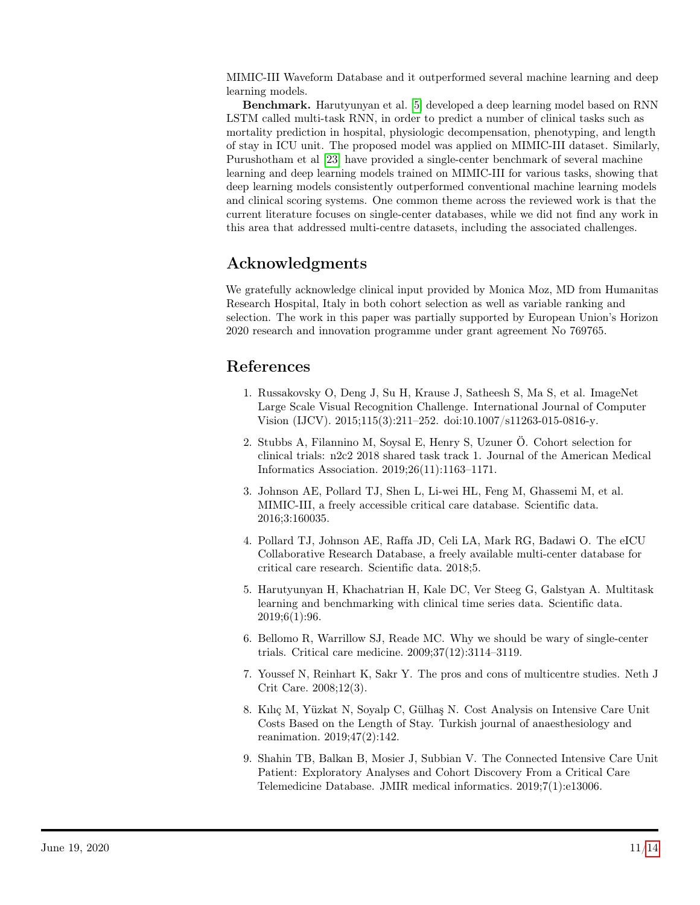MIMIC-III Waveform Database and it outperformed several machine learning and deep learning models.

**Benchmark.** Harutyunyan et al. [5] developed a deep learning model based on RNN LSTM called multi-task RNN, in order to predict a number of clinical tasks such as mortality prediction in hospital, physiologic decompensation, phenotyping, and length of stay in ICU unit. The proposed model was applied on MIMIC-III dataset. Similarly, Purushotham et al [23] have provided a single-center benchmark of several machine learning and deep learning models trained on MIMIC-III for various tasks, showing that deep learning models consistently outperformed conventional machine learning models and clinical scoring systems. One common theme across the reviewed work is that the current literature focuses on single-center databases, while we did not find any work in this area that addressed multi-centre datasets, including the associated challenges.

## Acknowledgments

We gratefully acknowledge clinical input provided by Monica Moz, MD from Humanitas Research Hospital, Italy in both cohort selection as well as variable ranking and selection. The work in this paper was partially supported by European Union's Horizon 2020 research and innovation programme under grant agreement No 769765.

## References

1. Russakovsky O, Deng J, Su H, Krause J, Satheesh S, Ma S, et al. ImageNet Large Scale Visual Recognition Challenge. International Journal of Computer Vision (IJCV). 2015;115(3):211–252. doi:10.1007/s11263-015-0816-y.
2. Stubbs A, Filannino M, Soysal E, Henry S, Uzuner Ö. Cohort selection for clinical trials: n2c2 2018 shared task track 1. Journal of the American Medical Informatics Association. 2019;26(11):1163–1171.
3. Johnson AE, Pollard TJ, Shen L, Li-wei HL, Feng M, Ghassemi M, et al. MIMIC-III, a freely accessible critical care database. Scientific data. 2016;3:160035.
4. Pollard TJ, Johnson AE, Raffa JD, Celi LA, Mark RG, Badawi O. The eICU Collaborative Research Database, a freely available multi-center database for critical care research. Scientific data. 2018;5.
5. Harutyunyan H, Khachatrian H, Kale DC, Ver Steeg G, Galstyan A. Multitask learning and benchmarking with clinical time series data. Scientific data. 2019;6(1):96.
6. Bellomo R, Warrillow SJ, Reade MC. Why we should be wary of single-center trials. Critical care medicine. 2009;37(12):3114–3119.
7. Youssef N, Reinhart K, Sakr Y. The pros and cons of multicentre studies. Neth J Crit Care. 2008;12(3).
8. Kılıç M, Yüzkat N, Soyalp C, Gülhaş N. Cost Analysis on Intensive Care Unit Costs Based on the Length of Stay. Turkish journal of anaesthesiology and reanimation. 2019;47(2):142.
9. Shahin TB, Balkan B, Mosier J, Subbian V. The Connected Intensive Care Unit Patient: Exploratory Analyses and Cohort Discovery From a Critical Care Telemedicine Database. JMIR medical informatics. 2019;7(1):e13006.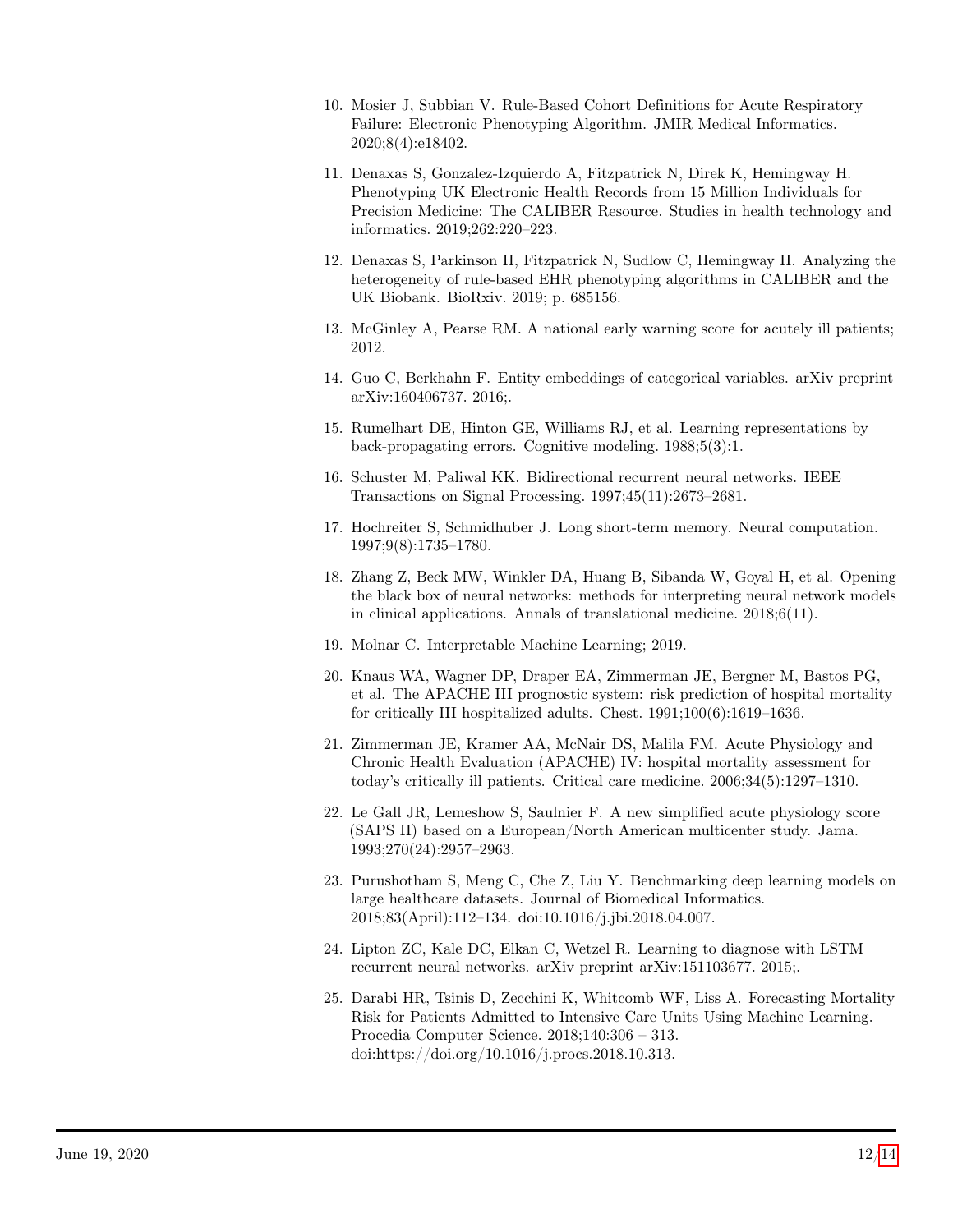10. Mosier J, Subbian V. Rule-Based Cohort Definitions for Acute Respiratory Failure: Electronic Phenotyping Algorithm. JMIR Medical Informatics. 2020;8(4):e18402.

11. Denaxas S, Gonzalez-Izquierdo A, Fitzpatrick N, Direk K, Hemingway H. Phenotyping UK Electronic Health Records from 15 Million Individuals for Precision Medicine: The CALIBER Resource. Studies in health technology and informatics. 2019;262:220–223.

12. Denaxas S, Parkinson H, Fitzpatrick N, Sudlow C, Hemingway H. Analyzing the heterogeneity of rule-based EHR phenotyping algorithms in CALIBER and the UK Biobank. BioRxiv. 2019; p. 685156.

13. McGinley A, Pearse RM. A national early warning score for acutely ill patients; 2012.

14. Guo C, Berkhahn F. Entity embeddings of categorical variables. arXiv preprint arXiv:160406737. 2016;.

15. Rumelhart DE, Hinton GE, Williams RJ, et al. Learning representations by back-propagating errors. Cognitive modeling. 1988;5(3):1.

16. Schuster M, Paliwal KK. Bidirectional recurrent neural networks. IEEE Transactions on Signal Processing. 1997;45(11):2673–2681.

17. Hochreiter S, Schmidhuber J. Long short-term memory. Neural computation. 1997;9(8):1735–1780.

18. Zhang Z, Beck MW, Winkler DA, Huang B, Sibanda W, Goyal H, et al. Opening the black box of neural networks: methods for interpreting neural network models in clinical applications. Annals of translational medicine. 2018;6(11).

19. Molnar C. Interpretable Machine Learning; 2019.

20. Knaus WA, Wagner DP, Draper EA, Zimmerman JE, Bergner M, Bastos PG, et al. The APACHE III prognostic system: risk prediction of hospital mortality for critically III hospitalized adults. Chest. 1991;100(6):1619–1636.

21. Zimmerman JE, Kramer AA, McNair DS, Malila FM. Acute Physiology and Chronic Health Evaluation (APACHE) IV: hospital mortality assessment for today's critically ill patients. Critical care medicine. 2006;34(5):1297–1310.

22. Le Gall JR, Lemeshow S, Saulnier F. A new simplified acute physiology score (SAPS II) based on a European/North American multicenter study. Jama. 1993;270(24):2957–2963.

23. Purushotham S, Meng C, Che Z, Liu Y. Benchmarking deep learning models on large healthcare datasets. Journal of Biomedical Informatics. 2018;83(April):112–134. doi:10.1016/j.jbi.2018.04.007.

24. Lipton ZC, Kale DC, Elkan C, Wetzel R. Learning to diagnose with LSTM recurrent neural networks. arXiv preprint arXiv:151103677. 2015;.

25. Darabi HR, Tsinis D, Zecchini K, Whitcomb WF, Liss A. Forecasting Mortality Risk for Patients Admitted to Intensive Care Units Using Machine Learning. Procedia Computer Science. 2018;140:306 – 313. doi:https://doi.org/10.1016/j.procs.2018.10.313.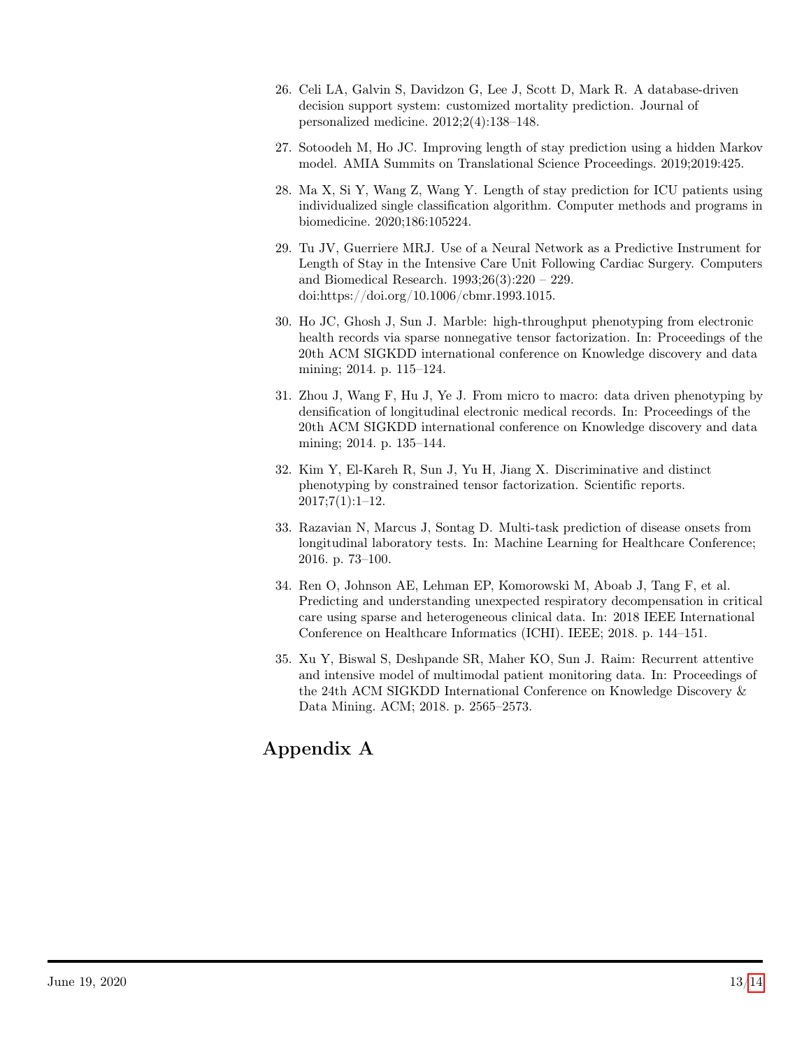26. Celi LA, Galvin S, Davidzon G, Lee J, Scott D, Mark R. A database-driven decision support system: customized mortality prediction. Journal of personalized medicine. 2012;2(4):138–148.

27. Sotoodeh M, Ho JC. Improving length of stay prediction using a hidden Markov model. AMIA Summits on Translational Science Proceedings. 2019;2019:425.

28. Ma X, Si Y, Wang Z, Wang Y. Length of stay prediction for ICU patients using individualized single classification algorithm. Computer methods and programs in biomedicine. 2020;186:105224.

29. Tu JV, Guerriere MRJ. Use of a Neural Network as a Predictive Instrument for Length of Stay in the Intensive Care Unit Following Cardiac Surgery. Computers and Biomedical Research. 1993;26(3):220 – 229. doi:https://doi.org/10.1006/cbmr.1993.1015.

30. Ho JC, Ghosh J, Sun J. Marble: high-throughput phenotyping from electronic health records via sparse nonnegative tensor factorization. In: Proceedings of the 20th ACM SIGKDD international conference on Knowledge discovery and data mining; 2014. p. 115–124.

31. Zhou J, Wang F, Hu J, Ye J. From micro to macro: data driven phenotyping by densification of longitudinal electronic medical records. In: Proceedings of the 20th ACM SIGKDD international conference on Knowledge discovery and data mining; 2014. p. 135–144.

32. Kim Y, El-Kareh R, Sun J, Yu H, Jiang X. Discriminative and distinct phenotyping by constrained tensor factorization. Scientific reports. 2017;7(1):1–12.

33. Razavian N, Marcus J, Sontag D. Multi-task prediction of disease onsets from longitudinal laboratory tests. In: Machine Learning for Healthcare Conference; 2016. p. 73–100.

34. Ren O, Johnson AE, Lehman EP, Komorowski M, Aboab J, Tang F, et al. Predicting and understanding unexpected respiratory decompensation in critical care using sparse and heterogeneous clinical data. In: 2018 IEEE International Conference on Healthcare Informatics (ICHI). IEEE; 2018. p. 144–151.

35. Xu Y, Biswal S, Deshpande SR, Maher KO, Sun J. Raim: Recurrent attentive and intensive model of multimodal patient monitoring data. In: Proceedings of the 24th ACM SIGKDD International Conference on Knowledge Discovery & Data Mining. ACM; 2018. p. 2565–2573.

# Appendix A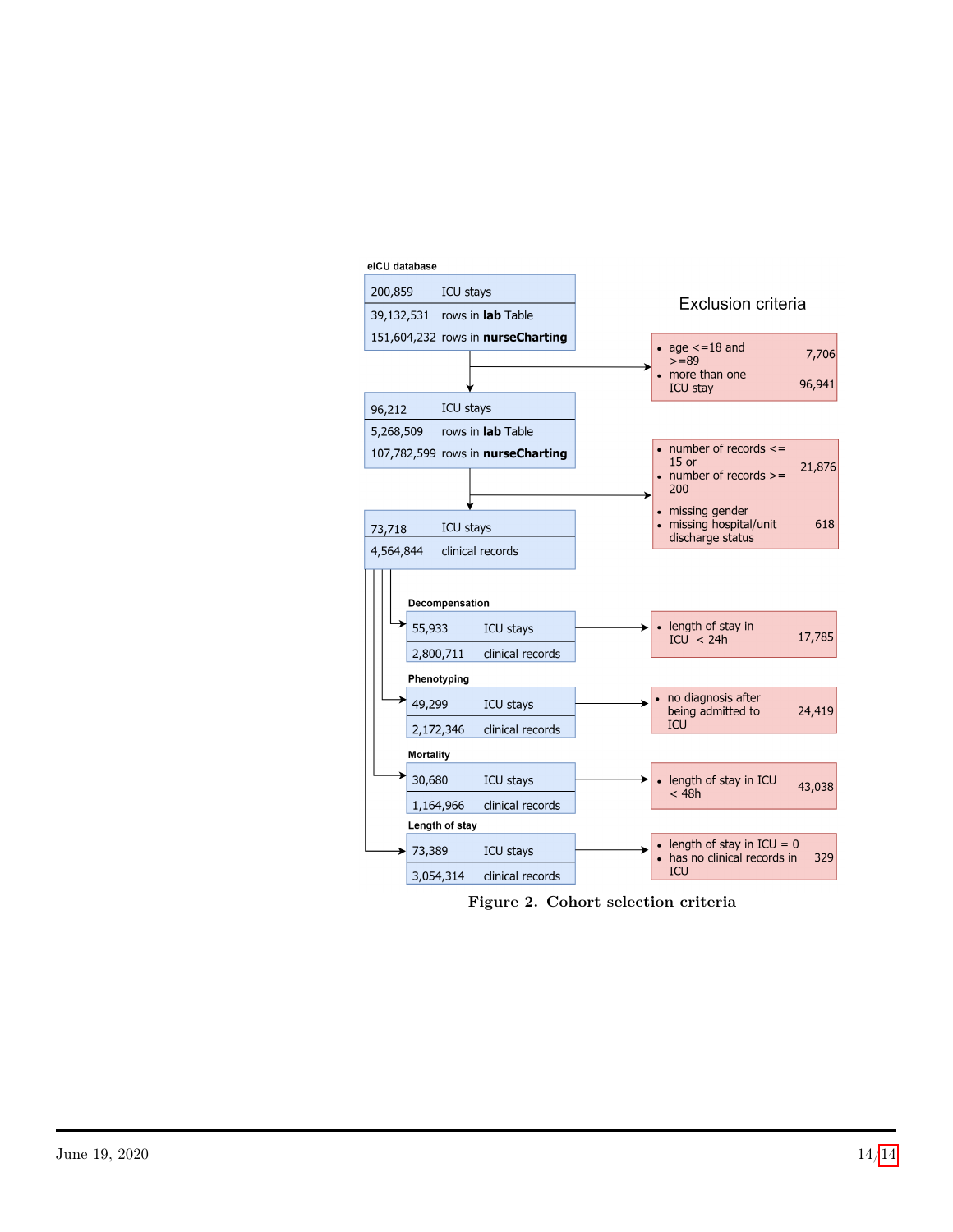eICU database

200,859 ICU stays
39,132,531 rows in **lab** Table
151,604,232 rows in **nurseCharting**

Exclusion criteria

- age <=18 and >=89 — 7,706
- more than one ICU stay — 96,941

96,212 ICU stays
5,268,509 rows in **lab** Table
107,782,599 rows in **nurseCharting**

- number of records <= 15 or
- number of records >= 200 — 21,876
- missing gender
- missing hospital/unit discharge status — 618

73,718 ICU stays
4,564,844 clinical records

Decompensation

55,933 ICU stays
2,800,711 clinical records

- length of stay in ICU < 24h — 17,785

Phenotyping

49,299 ICU stays
2,172,346 clinical records

- no diagnosis after being admitted to ICU — 24,419

Mortality

30,680 ICU stays
1,164,966 clinical records

- length of stay in ICU < 48h — 43,038

Length of stay

73,389 ICU stays
3,054,314 clinical records

- length of stay in ICU = 0
- has no clinical records in ICU — 329

**Figure 2. Cohort selection criteria**